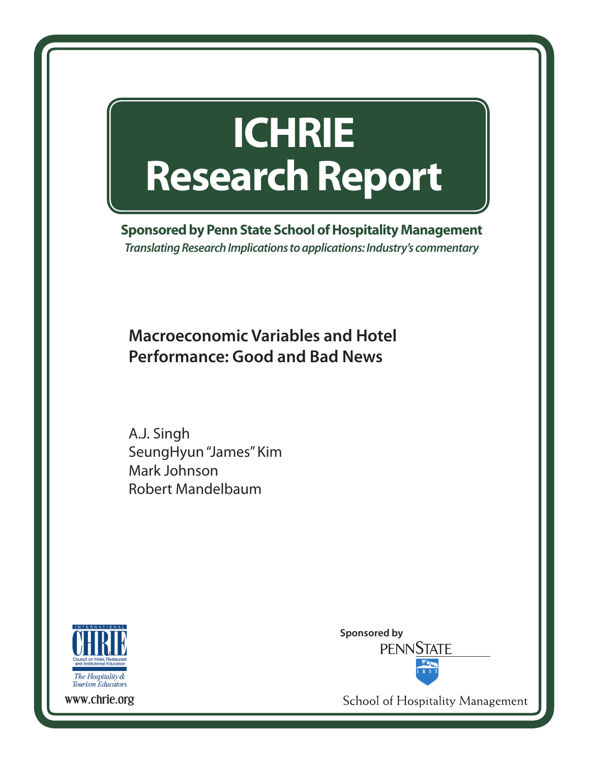# ICHRIE Research Report

**Sponsored by Penn State School of Hospitality Management**

*Translating Research Implications to applications: Industry's commentary*

## Macroeconomic Variables and Hotel Performance: Good and Bad News

A.J. Singh
SeungHyun "James" Kim
Mark Johnson
Robert Mandelbaum

INTERNATIONAL CHRIE
Council on Hotel, Restaurant and Institutional Education
The Hospitality & Tourism Educators
www.chrie.org

Sponsored by
PENNSTATE
1855
School of Hospitality Management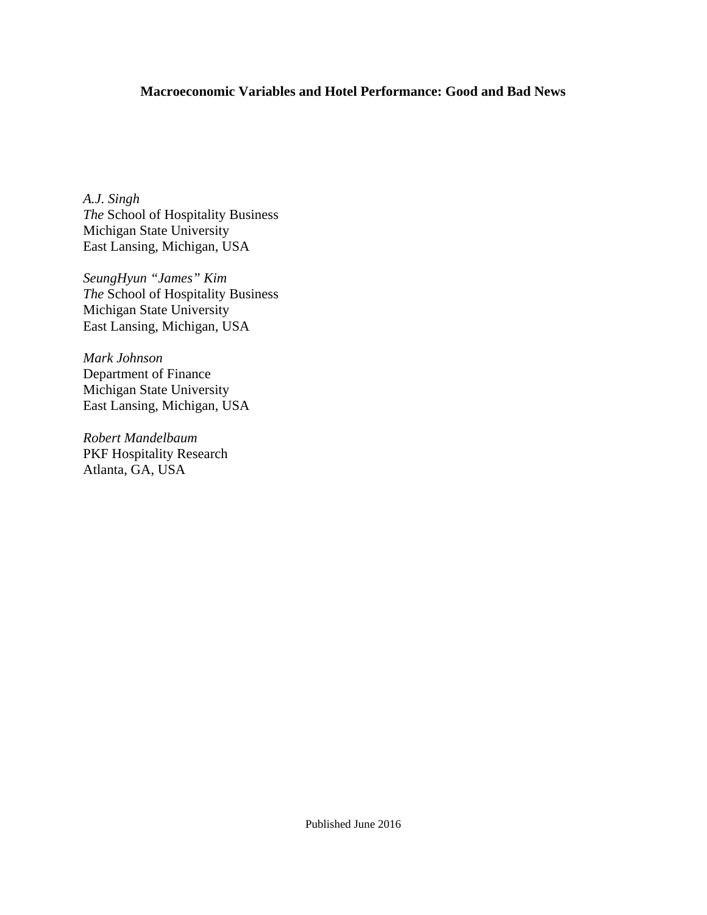**Macroeconomic Variables and Hotel Performance: Good and Bad News**

*A.J. Singh*
*The* School of Hospitality Business
Michigan State University
East Lansing, Michigan, USA

*SeungHyun "James" Kim*
*The* School of Hospitality Business
Michigan State University
East Lansing, Michigan, USA

*Mark Johnson*
Department of Finance
Michigan State University
East Lansing, Michigan, USA

*Robert Mandelbaum*
PKF Hospitality Research
Atlanta, GA, USA

Published June 2016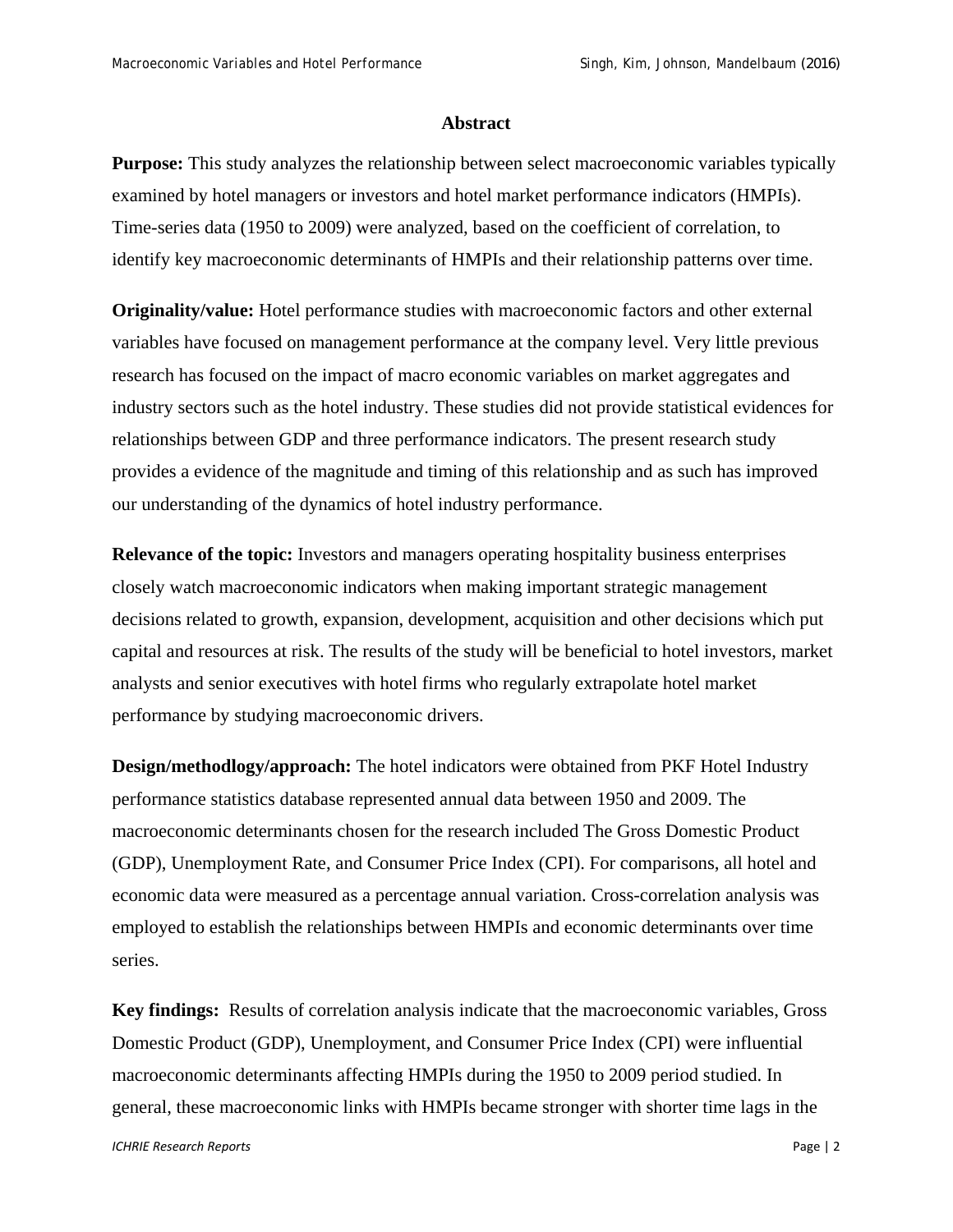## Abstract

**Purpose:** This study analyzes the relationship between select macroeconomic variables typically examined by hotel managers or investors and hotel market performance indicators (HMPIs). Time-series data (1950 to 2009) were analyzed, based on the coefficient of correlation, to identify key macroeconomic determinants of HMPIs and their relationship patterns over time.

**Originality/value:** Hotel performance studies with macroeconomic factors and other external variables have focused on management performance at the company level. Very little previous research has focused on the impact of macro economic variables on market aggregates and industry sectors such as the hotel industry. These studies did not provide statistical evidences for relationships between GDP and three performance indicators. The present research study provides a evidence of the magnitude and timing of this relationship and as such has improved our understanding of the dynamics of hotel industry performance.

**Relevance of the topic:** Investors and managers operating hospitality business enterprises closely watch macroeconomic indicators when making important strategic management decisions related to growth, expansion, development, acquisition and other decisions which put capital and resources at risk. The results of the study will be beneficial to hotel investors, market analysts and senior executives with hotel firms who regularly extrapolate hotel market performance by studying macroeconomic drivers.

**Design/methodlogy/approach:** The hotel indicators were obtained from PKF Hotel Industry performance statistics database represented annual data between 1950 and 2009. The macroeconomic determinants chosen for the research included The Gross Domestic Product (GDP), Unemployment Rate, and Consumer Price Index (CPI). For comparisons, all hotel and economic data were measured as a percentage annual variation. Cross-correlation analysis was employed to establish the relationships between HMPIs and economic determinants over time series.

**Key findings:** Results of correlation analysis indicate that the macroeconomic variables, Gross Domestic Product (GDP), Unemployment, and Consumer Price Index (CPI) were influential macroeconomic determinants affecting HMPIs during the 1950 to 2009 period studied. In general, these macroeconomic links with HMPIs became stronger with shorter time lags in the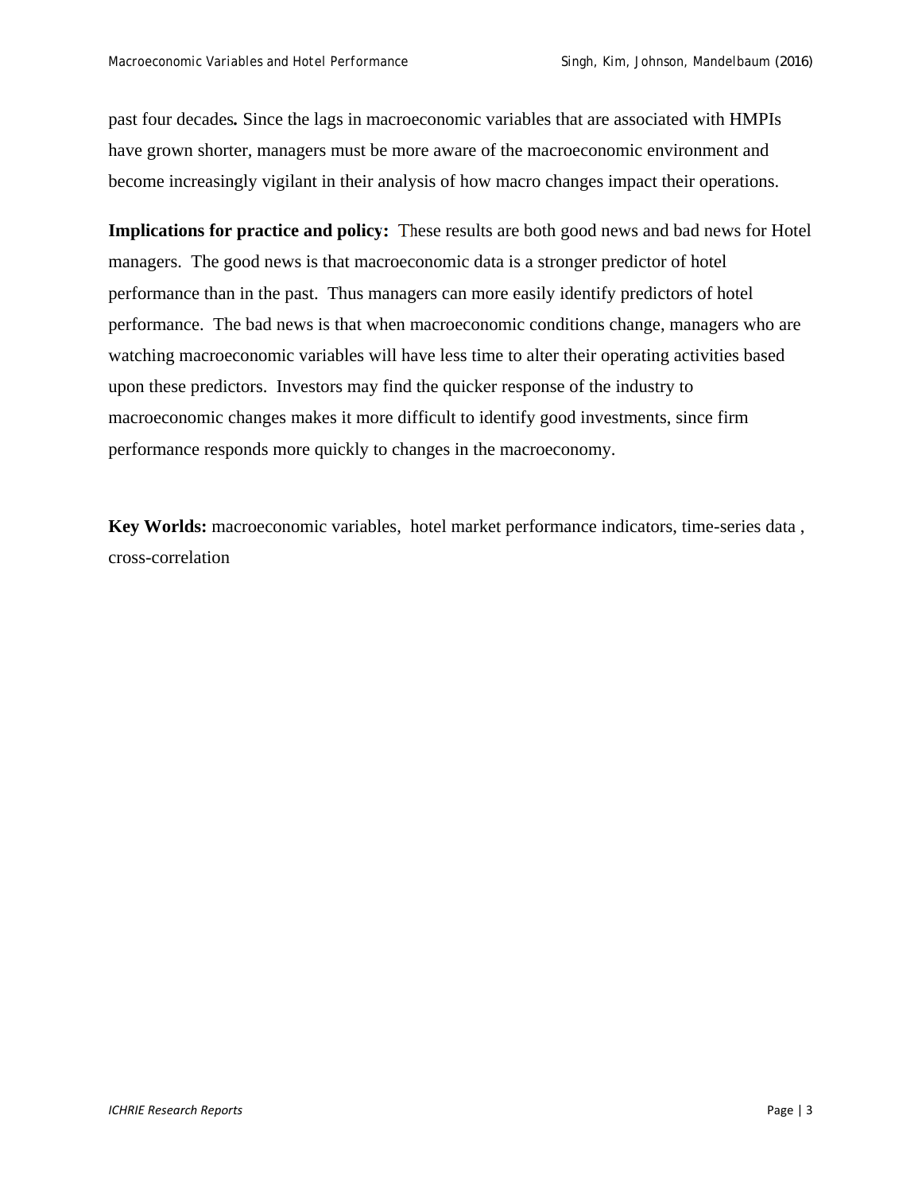past four decades**.** Since the lags in macroeconomic variables that are associated with HMPIs have grown shorter, managers must be more aware of the macroeconomic environment and become increasingly vigilant in their analysis of how macro changes impact their operations.

**Implications for practice and policy:** These results are both good news and bad news for Hotel managers. The good news is that macroeconomic data is a stronger predictor of hotel performance than in the past. Thus managers can more easily identify predictors of hotel performance. The bad news is that when macroeconomic conditions change, managers who are watching macroeconomic variables will have less time to alter their operating activities based upon these predictors. Investors may find the quicker response of the industry to macroeconomic changes makes it more difficult to identify good investments, since firm performance responds more quickly to changes in the macroeconomy.

**Key Worlds:** macroeconomic variables, hotel market performance indicators, time-series data , cross-correlation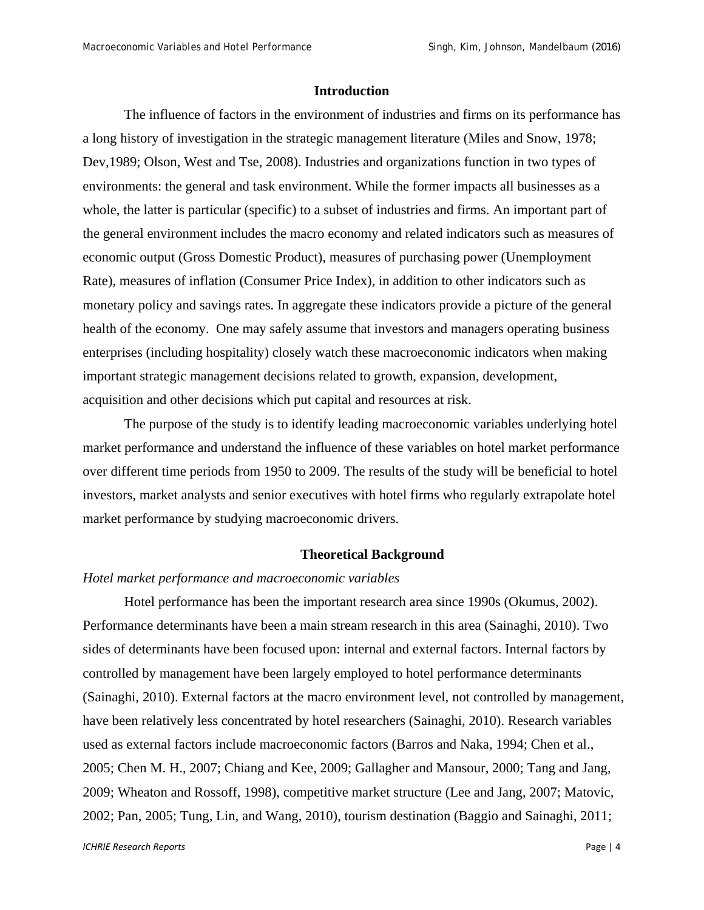## Introduction

The influence of factors in the environment of industries and firms on its performance has a long history of investigation in the strategic management literature (Miles and Snow, 1978; Dev,1989; Olson, West and Tse, 2008). Industries and organizations function in two types of environments: the general and task environment. While the former impacts all businesses as a whole, the latter is particular (specific) to a subset of industries and firms. An important part of the general environment includes the macro economy and related indicators such as measures of economic output (Gross Domestic Product), measures of purchasing power (Unemployment Rate), measures of inflation (Consumer Price Index), in addition to other indicators such as monetary policy and savings rates. In aggregate these indicators provide a picture of the general health of the economy. One may safely assume that investors and managers operating business enterprises (including hospitality) closely watch these macroeconomic indicators when making important strategic management decisions related to growth, expansion, development, acquisition and other decisions which put capital and resources at risk.

The purpose of the study is to identify leading macroeconomic variables underlying hotel market performance and understand the influence of these variables on hotel market performance over different time periods from 1950 to 2009. The results of the study will be beneficial to hotel investors, market analysts and senior executives with hotel firms who regularly extrapolate hotel market performance by studying macroeconomic drivers.

## Theoretical Background

*Hotel market performance and macroeconomic variables*

Hotel performance has been the important research area since 1990s (Okumus, 2002). Performance determinants have been a main stream research in this area (Sainaghi, 2010). Two sides of determinants have been focused upon: internal and external factors. Internal factors by controlled by management have been largely employed to hotel performance determinants (Sainaghi, 2010). External factors at the macro environment level, not controlled by management, have been relatively less concentrated by hotel researchers (Sainaghi, 2010). Research variables used as external factors include macroeconomic factors (Barros and Naka, 1994; Chen et al., 2005; Chen M. H., 2007; Chiang and Kee, 2009; Gallagher and Mansour, 2000; Tang and Jang, 2009; Wheaton and Rossoff, 1998), competitive market structure (Lee and Jang, 2007; Matovic, 2002; Pan, 2005; Tung, Lin, and Wang, 2010), tourism destination (Baggio and Sainaghi, 2011;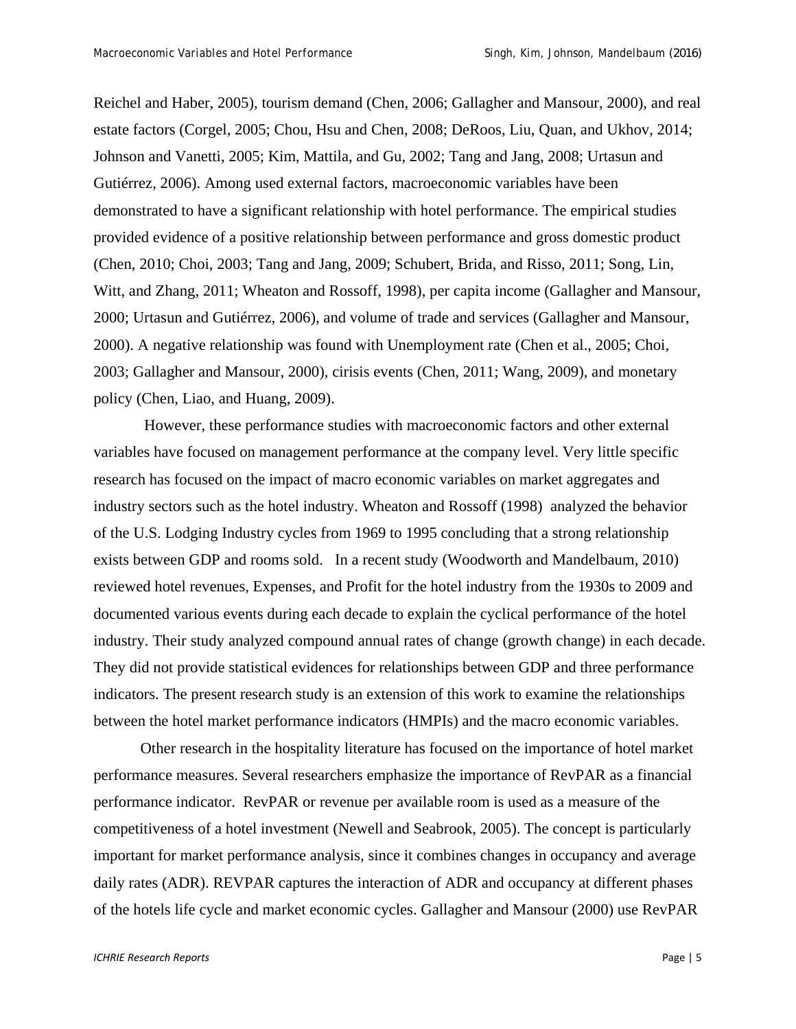Reichel and Haber, 2005), tourism demand (Chen, 2006; Gallagher and Mansour, 2000), and real estate factors (Corgel, 2005; Chou, Hsu and Chen, 2008; DeRoos, Liu, Quan, and Ukhov, 2014; Johnson and Vanetti, 2005; Kim, Mattila, and Gu, 2002; Tang and Jang, 2008; Urtasun and Gutiérrez, 2006). Among used external factors, macroeconomic variables have been demonstrated to have a significant relationship with hotel performance. The empirical studies provided evidence of a positive relationship between performance and gross domestic product (Chen, 2010; Choi, 2003; Tang and Jang, 2009; Schubert, Brida, and Risso, 2011; Song, Lin, Witt, and Zhang, 2011; Wheaton and Rossoff, 1998), per capita income (Gallagher and Mansour, 2000; Urtasun and Gutiérrez, 2006), and volume of trade and services (Gallagher and Mansour, 2000). A negative relationship was found with Unemployment rate (Chen et al., 2005; Choi, 2003; Gallagher and Mansour, 2000), cirisis events (Chen, 2011; Wang, 2009), and monetary policy (Chen, Liao, and Huang, 2009).

However, these performance studies with macroeconomic factors and other external variables have focused on management performance at the company level. Very little specific research has focused on the impact of macro economic variables on market aggregates and industry sectors such as the hotel industry. Wheaton and Rossoff (1998) analyzed the behavior of the U.S. Lodging Industry cycles from 1969 to 1995 concluding that a strong relationship exists between GDP and rooms sold. In a recent study (Woodworth and Mandelbaum, 2010) reviewed hotel revenues, Expenses, and Profit for the hotel industry from the 1930s to 2009 and documented various events during each decade to explain the cyclical performance of the hotel industry. Their study analyzed compound annual rates of change (growth change) in each decade. They did not provide statistical evidences for relationships between GDP and three performance indicators. The present research study is an extension of this work to examine the relationships between the hotel market performance indicators (HMPIs) and the macro economic variables.

Other research in the hospitality literature has focused on the importance of hotel market performance measures. Several researchers emphasize the importance of RevPAR as a financial performance indicator. RevPAR or revenue per available room is used as a measure of the competitiveness of a hotel investment (Newell and Seabrook, 2005). The concept is particularly important for market performance analysis, since it combines changes in occupancy and average daily rates (ADR). REVPAR captures the interaction of ADR and occupancy at different phases of the hotels life cycle and market economic cycles. Gallagher and Mansour (2000) use RevPAR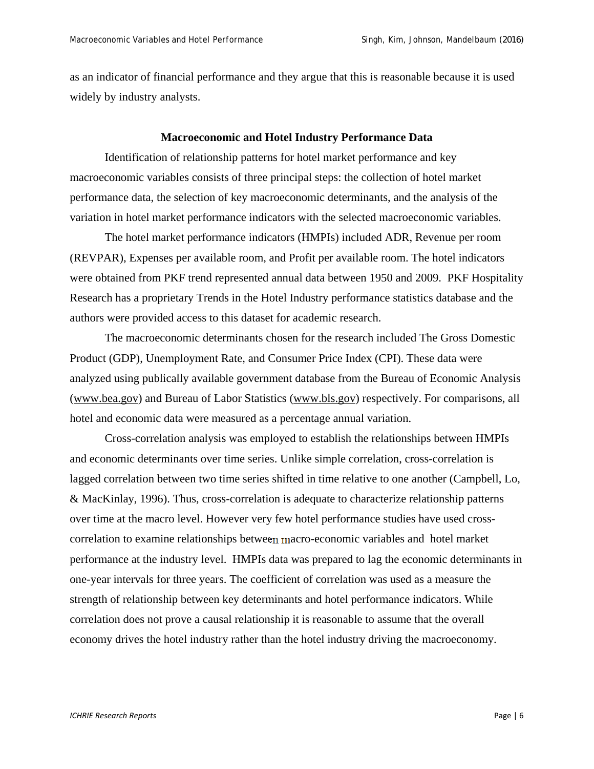as an indicator of financial performance and they argue that this is reasonable because it is used widely by industry analysts.

## Macroeconomic and Hotel Industry Performance Data

Identification of relationship patterns for hotel market performance and key macroeconomic variables consists of three principal steps: the collection of hotel market performance data, the selection of key macroeconomic determinants, and the analysis of the variation in hotel market performance indicators with the selected macroeconomic variables.

The hotel market performance indicators (HMPIs) included ADR, Revenue per room (REVPAR), Expenses per available room, and Profit per available room. The hotel indicators were obtained from PKF trend represented annual data between 1950 and 2009. PKF Hospitality Research has a proprietary Trends in the Hotel Industry performance statistics database and the authors were provided access to this dataset for academic research.

The macroeconomic determinants chosen for the research included The Gross Domestic Product (GDP), Unemployment Rate, and Consumer Price Index (CPI). These data were analyzed using publically available government database from the Bureau of Economic Analysis (www.bea.gov) and Bureau of Labor Statistics (www.bls.gov) respectively. For comparisons, all hotel and economic data were measured as a percentage annual variation.

Cross-correlation analysis was employed to establish the relationships between HMPIs and economic determinants over time series. Unlike simple correlation, cross-correlation is lagged correlation between two time series shifted in time relative to one another (Campbell, Lo, & MacKinlay, 1996). Thus, cross-correlation is adequate to characterize relationship patterns over time at the macro level. However very few hotel performance studies have used cross-correlation to examine relationships between macro-economic variables and hotel market performance at the industry level. HMPIs data was prepared to lag the economic determinants in one-year intervals for three years. The coefficient of correlation was used as a measure the strength of relationship between key determinants and hotel performance indicators. While correlation does not prove a causal relationship it is reasonable to assume that the overall economy drives the hotel industry rather than the hotel industry driving the macroeconomy.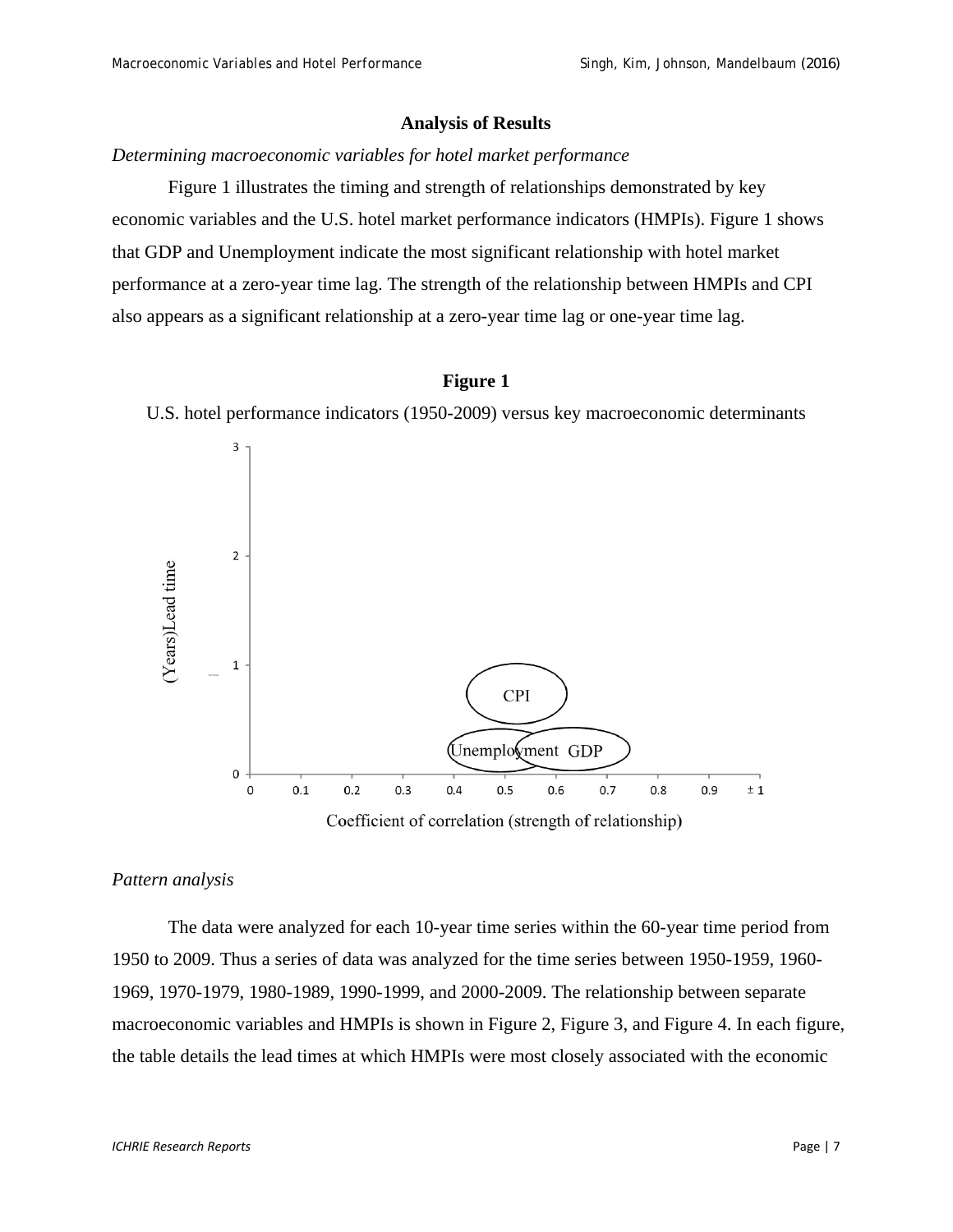## Analysis of Results

*Determining macroeconomic variables for hotel market performance*

Figure 1 illustrates the timing and strength of relationships demonstrated by key economic variables and the U.S. hotel market performance indicators (HMPIs). Figure 1 shows that GDP and Unemployment indicate the most significant relationship with hotel market performance at a zero-year time lag. The strength of the relationship between HMPIs and CPI also appears as a significant relationship at a zero-year time lag or one-year time lag.

**Figure 1**

U.S. hotel performance indicators (1950-2009) versus key macroeconomic determinants

*Pattern analysis*

The data were analyzed for each 10-year time series within the 60-year time period from 1950 to 2009. Thus a series of data was analyzed for the time series between 1950-1959, 1960-1969, 1970-1979, 1980-1989, 1990-1999, and 2000-2009. The relationship between separate macroeconomic variables and HMPIs is shown in Figure 2, Figure 3, and Figure 4. In each figure, the table details the lead times at which HMPIs were most closely associated with the economic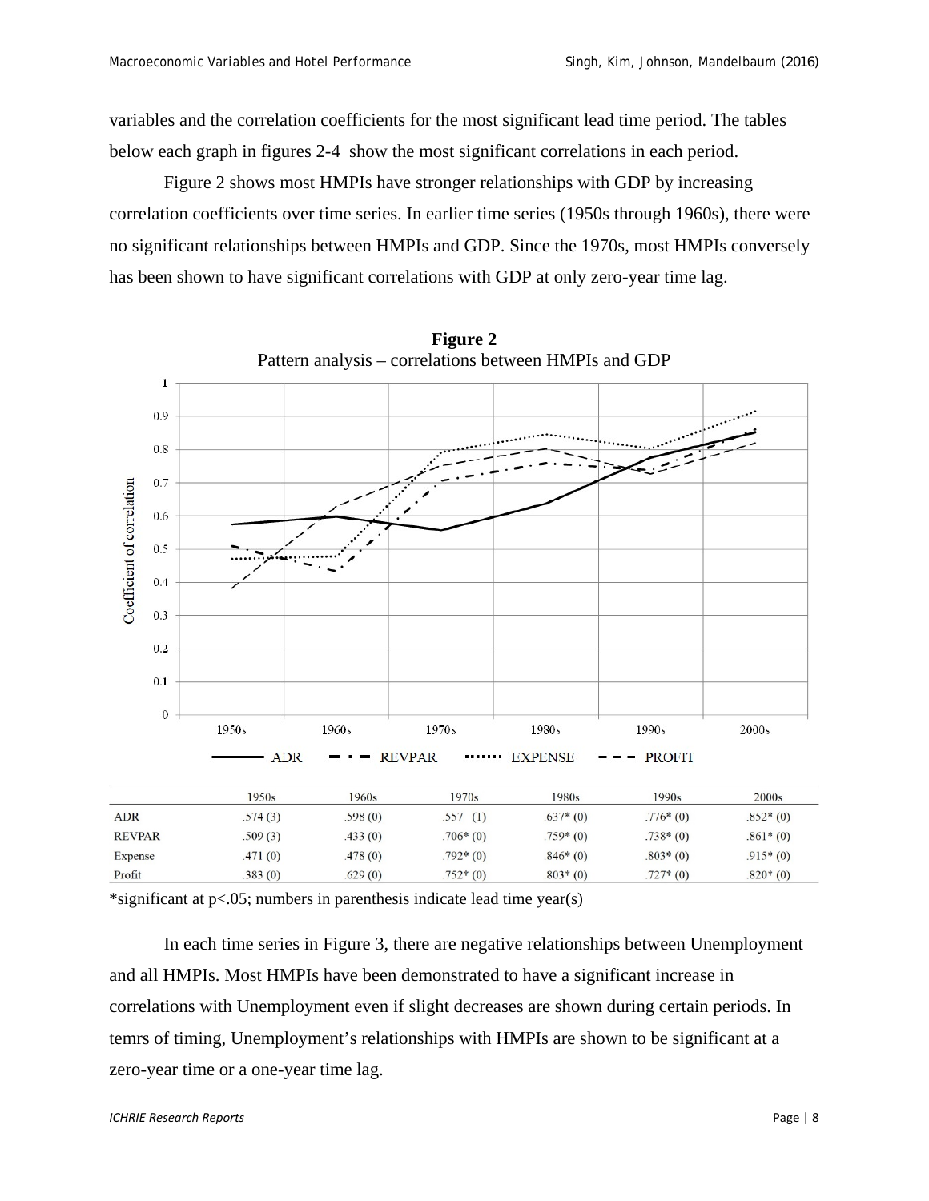variables and the correlation coefficients for the most significant lead time period. The tables below each graph in figures 2-4 show the most significant correlations in each period.

Figure 2 shows most HMPIs have stronger relationships with GDP by increasing correlation coefficients over time series. In earlier time series (1950s through 1960s), there were no significant relationships between HMPIs and GDP. Since the 1970s, most HMPIs conversely has been shown to have significant correlations with GDP at only zero-year time lag.

**Figure 2**
Pattern analysis – correlations between HMPIs and GDP

| | 1950s | 1960s | 1970s | 1980s | 1990s | 2000s |
|---|---|---|---|---|---|---|
| ADR | .574 (3) | .598 (0) | .557 (1) | .637* (0) | .776* (0) | .852* (0) |
| REVPAR | .509 (3) | .433 (0) | .706* (0) | .759* (0) | .738* (0) | .861* (0) |
| Expense | .471 (0) | .478 (0) | .792* (0) | .846* (0) | .803* (0) | .915* (0) |
| Profit | .383 (0) | .629 (0) | .752* (0) | .803* (0) | .727* (0) | .820* (0) |

*significant at $p<.05$; numbers in parenthesis indicate lead time year(s)

In each time series in Figure 3, there are negative relationships between Unemployment and all HMPIs. Most HMPIs have been demonstrated to have a significant increase in correlations with Unemployment even if slight decreases are shown during certain periods. In temrs of timing, Unemployment's relationships with HMPIs are shown to be significant at a zero-year time or a one-year time lag.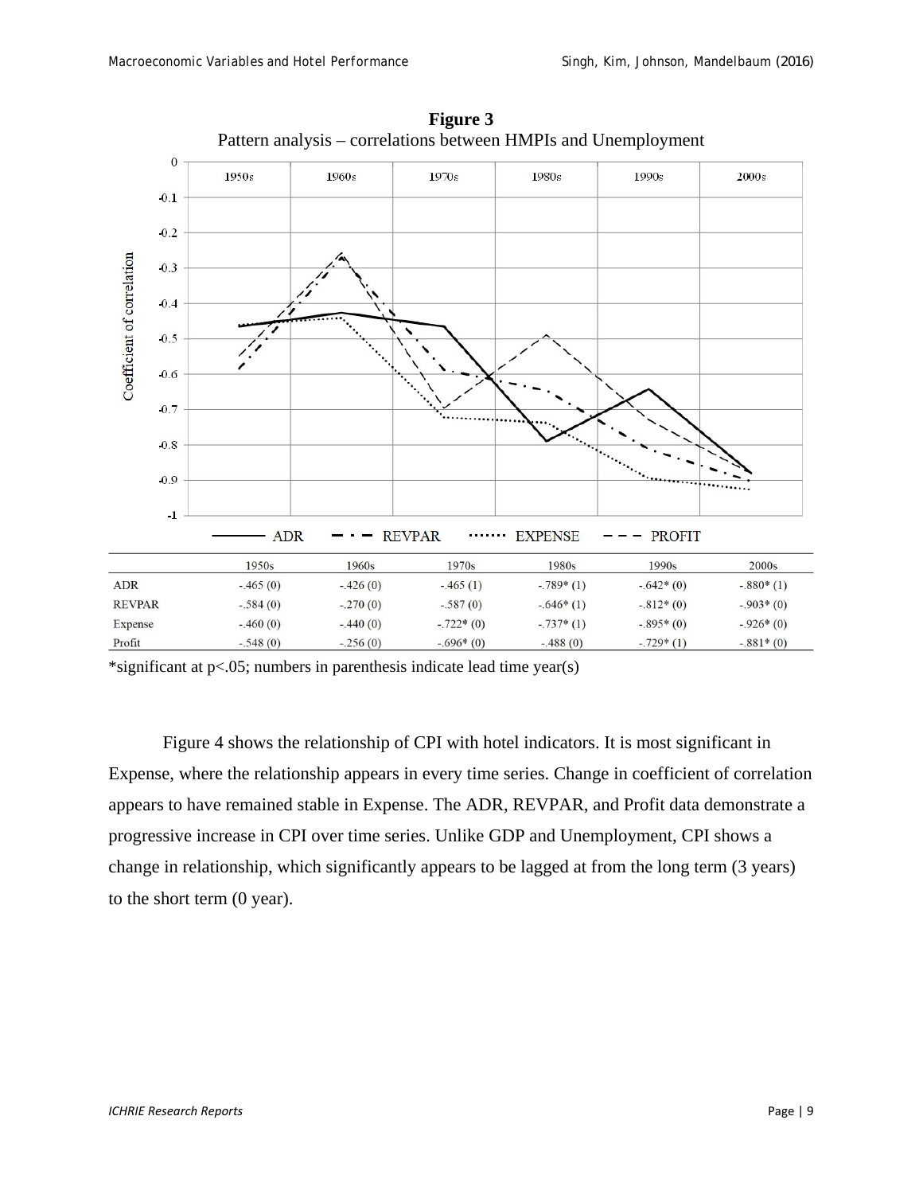**Figure 3**
Pattern analysis – correlations between HMPIs and Unemployment

| | 1950s | 1960s | 1970s | 1980s | 1990s | 2000s |
|---|---|---|---|---|---|---|
| ADR | -.465 (0) | -.426 (0) | -.465 (1) | -.789* (1) | -.642* (0) | -.880* (1) |
| REVPAR | -.584 (0) | -.270 (0) | -.587 (0) | -.646* (1) | -.812* (0) | -.903* (0) |
| Expense | -.460 (0) | -.440 (0) | -.722* (0) | -.737* (1) | -.895* (0) | -.926* (0) |
| Profit | -.548 (0) | -.256 (0) | -.696* (0) | -.488 (0) | -.729* (1) | -.881* (0) |

*significant at p<.05; numbers in parenthesis indicate lead time year(s)

Figure 4 shows the relationship of CPI with hotel indicators. It is most significant in Expense, where the relationship appears in every time series. Change in coefficient of correlation appears to have remained stable in Expense. The ADR, REVPAR, and Profit data demonstrate a progressive increase in CPI over time series. Unlike GDP and Unemployment, CPI shows a change in relationship, which significantly appears to be lagged at from the long term (3 years) to the short term (0 year).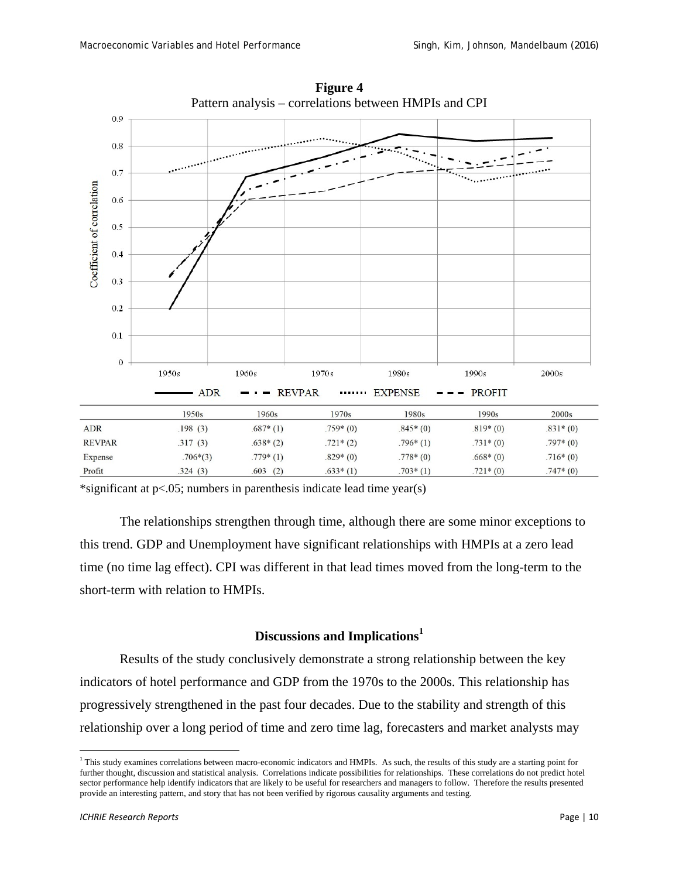**Figure 4**

Pattern analysis – correlations between HMPIs and CPI

| | 1950s | 1960s | 1970s | 1980s | 1990s | 2000s |
|---|---|---|---|---|---|---|
| ADR | .198 (3) | .687* (1) | .759* (0) | .845* (0) | .819* (0) | .831* (0) |
| REVPAR | .317 (3) | .638* (2) | .721* (2) | .796* (1) | .731* (0) | .797* (0) |
| Expense | .706*(3) | .779* (1) | .829* (0) | .778* (0) | .668* (0) | .716* (0) |
| Profit | .324 (3) | .603 (2) | .633* (1) | .703* (1) | .721* (0) | .747* (0) |

*significant at p<.05; numbers in parenthesis indicate lead time year(s)

The relationships strengthen through time, although there are some minor exceptions to this trend. GDP and Unemployment have significant relationships with HMPIs at a zero lead time (no time lag effect). CPI was different in that lead times moved from the long-term to the short-term with relation to HMPIs.

## Discussions and Implications[1]

Results of the study conclusively demonstrate a strong relationship between the key indicators of hotel performance and GDP from the 1970s to the 2000s. This relationship has progressively strengthened in the past four decades. Due to the stability and strength of this relationship over a long period of time and zero time lag, forecasters and market analysts may

[1] This study examines correlations between macro-economic indicators and HMPIs. As such, the results of this study are a starting point for further thought, discussion and statistical analysis. Correlations indicate possibilities for relationships. These correlations do not predict hotel sector performance help identify indicators that are likely to be useful for researchers and managers to follow. Therefore the results presented provide an interesting pattern, and story that has not been verified by rigorous causality arguments and testing.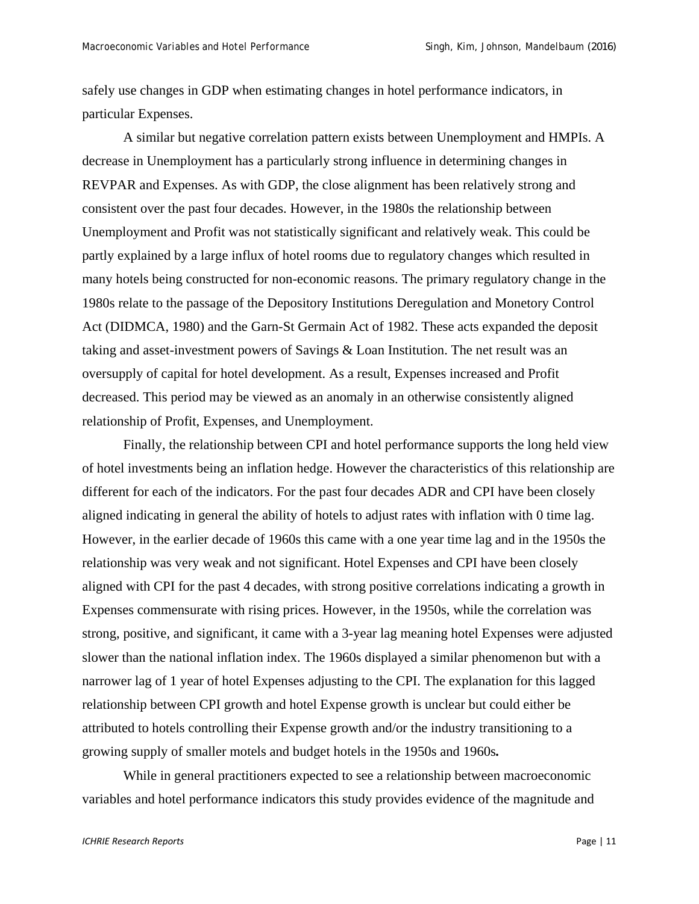safely use changes in GDP when estimating changes in hotel performance indicators, in particular Expenses.

A similar but negative correlation pattern exists between Unemployment and HMPIs. A decrease in Unemployment has a particularly strong influence in determining changes in REVPAR and Expenses. As with GDP, the close alignment has been relatively strong and consistent over the past four decades. However, in the 1980s the relationship between Unemployment and Profit was not statistically significant and relatively weak. This could be partly explained by a large influx of hotel rooms due to regulatory changes which resulted in many hotels being constructed for non-economic reasons. The primary regulatory change in the 1980s relate to the passage of the Depository Institutions Deregulation and Monetory Control Act (DIDMCA, 1980) and the Garn-St Germain Act of 1982. These acts expanded the deposit taking and asset-investment powers of Savings & Loan Institution. The net result was an oversupply of capital for hotel development. As a result, Expenses increased and Profit decreased. This period may be viewed as an anomaly in an otherwise consistently aligned relationship of Profit, Expenses, and Unemployment.

Finally, the relationship between CPI and hotel performance supports the long held view of hotel investments being an inflation hedge. However the characteristics of this relationship are different for each of the indicators. For the past four decades ADR and CPI have been closely aligned indicating in general the ability of hotels to adjust rates with inflation with 0 time lag. However, in the earlier decade of 1960s this came with a one year time lag and in the 1950s the relationship was very weak and not significant. Hotel Expenses and CPI have been closely aligned with CPI for the past 4 decades, with strong positive correlations indicating a growth in Expenses commensurate with rising prices. However, in the 1950s, while the correlation was strong, positive, and significant, it came with a 3-year lag meaning hotel Expenses were adjusted slower than the national inflation index. The 1960s displayed a similar phenomenon but with a narrower lag of 1 year of hotel Expenses adjusting to the CPI. The explanation for this lagged relationship between CPI growth and hotel Expense growth is unclear but could either be attributed to hotels controlling their Expense growth and/or the industry transitioning to a growing supply of smaller motels and budget hotels in the 1950s and 1960s**.**

While in general practitioners expected to see a relationship between macroeconomic variables and hotel performance indicators this study provides evidence of the magnitude and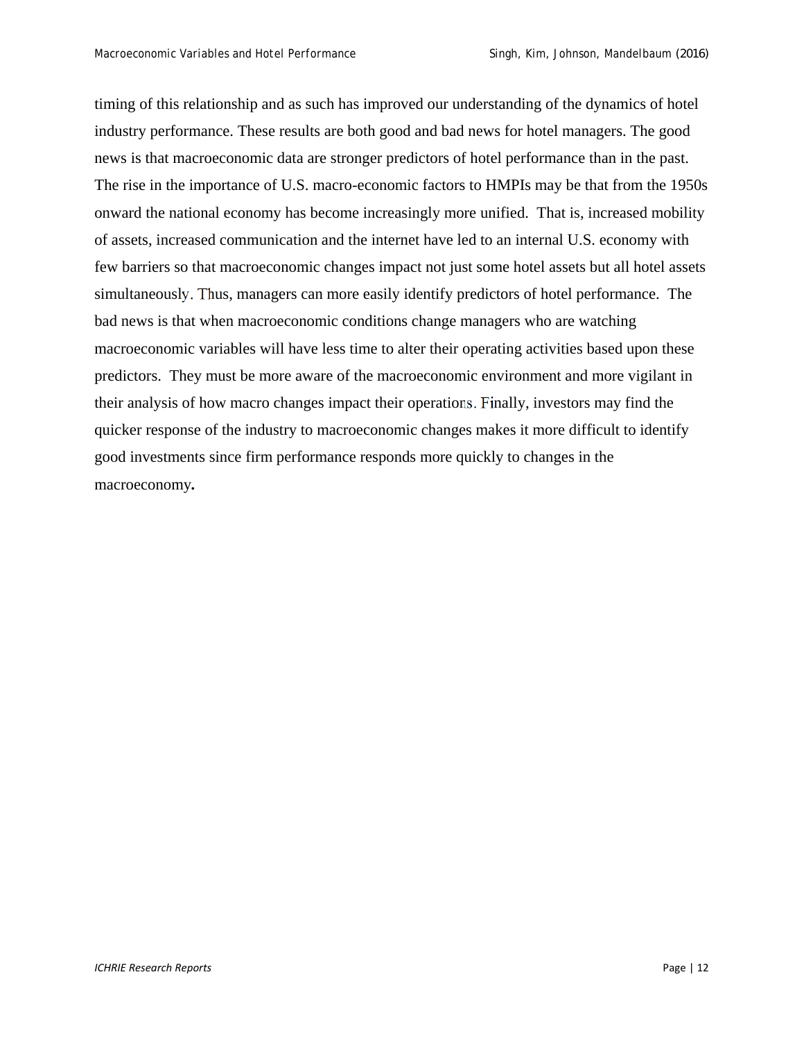timing of this relationship and as such has improved our understanding of the dynamics of hotel industry performance. These results are both good and bad news for hotel managers. The good news is that macroeconomic data are stronger predictors of hotel performance than in the past. The rise in the importance of U.S. macro-economic factors to HMPIs may be that from the 1950s onward the national economy has become increasingly more unified. That is, increased mobility of assets, increased communication and the internet have led to an internal U.S. economy with few barriers so that macroeconomic changes impact not just some hotel assets but all hotel assets simultaneously. Thus, managers can more easily identify predictors of hotel performance. The bad news is that when macroeconomic conditions change managers who are watching macroeconomic variables will have less time to alter their operating activities based upon these predictors. They must be more aware of the macroeconomic environment and more vigilant in their analysis of how macro changes impact their operations. Finally, investors may find the quicker response of the industry to macroeconomic changes makes it more difficult to identify good investments since firm performance responds more quickly to changes in the macroeconomy.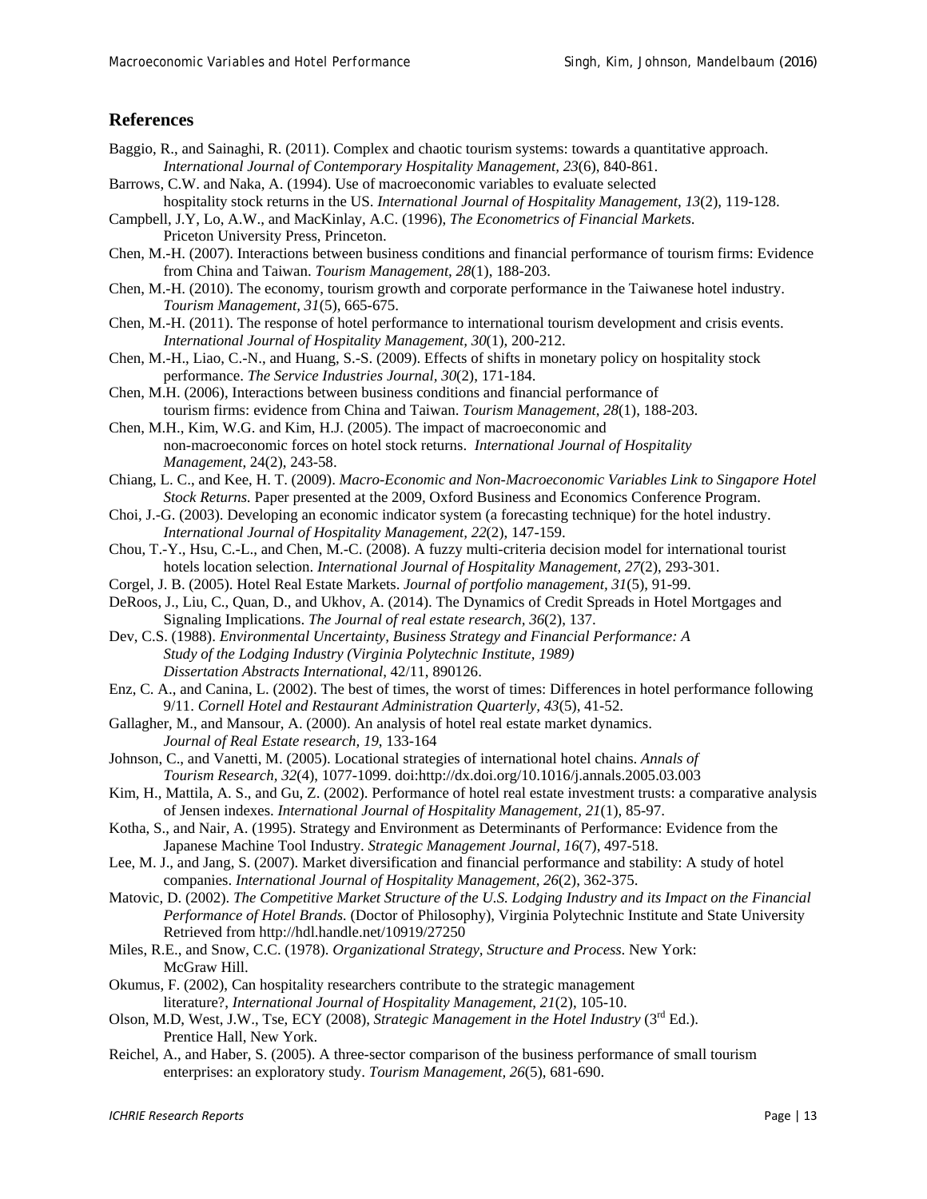## References

Baggio, R., and Sainaghi, R. (2011). Complex and chaotic tourism systems: towards a quantitative approach. *International Journal of Contemporary Hospitality Management, 23*(6), 840-861.

Barrows, C.W. and Naka, A. (1994). Use of macroeconomic variables to evaluate selected hospitality stock returns in the US. *International Journal of Hospitality Management*, *13*(2), 119-128.

Campbell, J.Y, Lo, A.W., and MacKinlay, A.C. (1996), *The Econometrics of Financial Markets.* Priceton University Press, Princeton.

Chen, M.-H. (2007). Interactions between business conditions and financial performance of tourism firms: Evidence from China and Taiwan. *Tourism Management, 28*(1), 188-203.

Chen, M.-H. (2010). The economy, tourism growth and corporate performance in the Taiwanese hotel industry. *Tourism Management, 31*(5), 665-675.

Chen, M.-H. (2011). The response of hotel performance to international tourism development and crisis events. *International Journal of Hospitality Management, 30*(1), 200-212.

Chen, M.-H., Liao, C.-N., and Huang, S.-S. (2009). Effects of shifts in monetary policy on hospitality stock performance. *The Service Industries Journal, 30*(2), 171-184.

Chen, M.H. (2006), Interactions between business conditions and financial performance of tourism firms: evidence from China and Taiwan. *Tourism Management*, *28*(1), 188-203.

Chen, M.H., Kim, W.G. and Kim, H.J. (2005). The impact of macroeconomic and non-macroeconomic forces on hotel stock returns. *International Journal of Hospitality Management*, 24(2), 243-58.

Chiang, L. C., and Kee, H. T. (2009). *Macro-Economic and Non-Macroeconomic Variables Link to Singapore Hotel Stock Returns.* Paper presented at the 2009, Oxford Business and Economics Conference Program.

Choi, J.-G. (2003). Developing an economic indicator system (a forecasting technique) for the hotel industry. *International Journal of Hospitality Management, 22*(2), 147-159.

Chou, T.-Y., Hsu, C.-L., and Chen, M.-C. (2008). A fuzzy multi-criteria decision model for international tourist hotels location selection. *International Journal of Hospitality Management, 27*(2), 293-301.

Corgel, J. B. (2005). Hotel Real Estate Markets. *Journal of portfolio management, 31*(5), 91-99.

DeRoos, J., Liu, C., Quan, D., and Ukhov, A. (2014). The Dynamics of Credit Spreads in Hotel Mortgages and Signaling Implications. *The Journal of real estate research, 36*(2), 137.

Dev, C.S. (1988). *Environmental Uncertainty, Business Strategy and Financial Performance: A Study of the Lodging Industry (Virginia Polytechnic Institute, 1989) Dissertation Abstracts International*, 42/11, 890126.

Enz, C. A., and Canina, L. (2002). The best of times, the worst of times: Differences in hotel performance following 9/11. *Cornell Hotel and Restaurant Administration Quarterly, 43*(5), 41-52.

Gallagher, M., and Mansour, A. (2000). An analysis of hotel real estate market dynamics. *Journal of Real Estate research, 19*, 133-164

Johnson, C., and Vanetti, M. (2005). Locational strategies of international hotel chains. *Annals of Tourism Research, 32*(4), 1077-1099. doi:http://dx.doi.org/10.1016/j.annals.2005.03.003

Kim, H., Mattila, A. S., and Gu, Z. (2002). Performance of hotel real estate investment trusts: a comparative analysis of Jensen indexes. *International Journal of Hospitality Management, 21*(1), 85-97.

Kotha, S., and Nair, A. (1995). Strategy and Environment as Determinants of Performance: Evidence from the Japanese Machine Tool Industry. *Strategic Management Journal, 16*(7), 497-518.

Lee, M. J., and Jang, S. (2007). Market diversification and financial performance and stability: A study of hotel companies. *International Journal of Hospitality Management, 26*(2), 362-375.

Matovic, D. (2002). *The Competitive Market Structure of the U.S. Lodging Industry and its Impact on the Financial Performance of Hotel Brands.* (Doctor of Philosophy), Virginia Polytechnic Institute and State University Retrieved from http://hdl.handle.net/10919/27250

Miles, R.E., and Snow, C.C. (1978). *Organizational Strategy, Structure and Process*. New York: McGraw Hill.

Okumus, F. (2002), Can hospitality researchers contribute to the strategic management literature?, *International Journal of Hospitality Management*, *21*(2), 105-10.

Olson, M.D, West, J.W., Tse, ECY (2008), *Strategic Management in the Hotel Industry* (3rd Ed.). Prentice Hall, New York.

Reichel, A., and Haber, S. (2005). A three-sector comparison of the business performance of small tourism enterprises: an exploratory study. *Tourism Management, 26*(5), 681-690.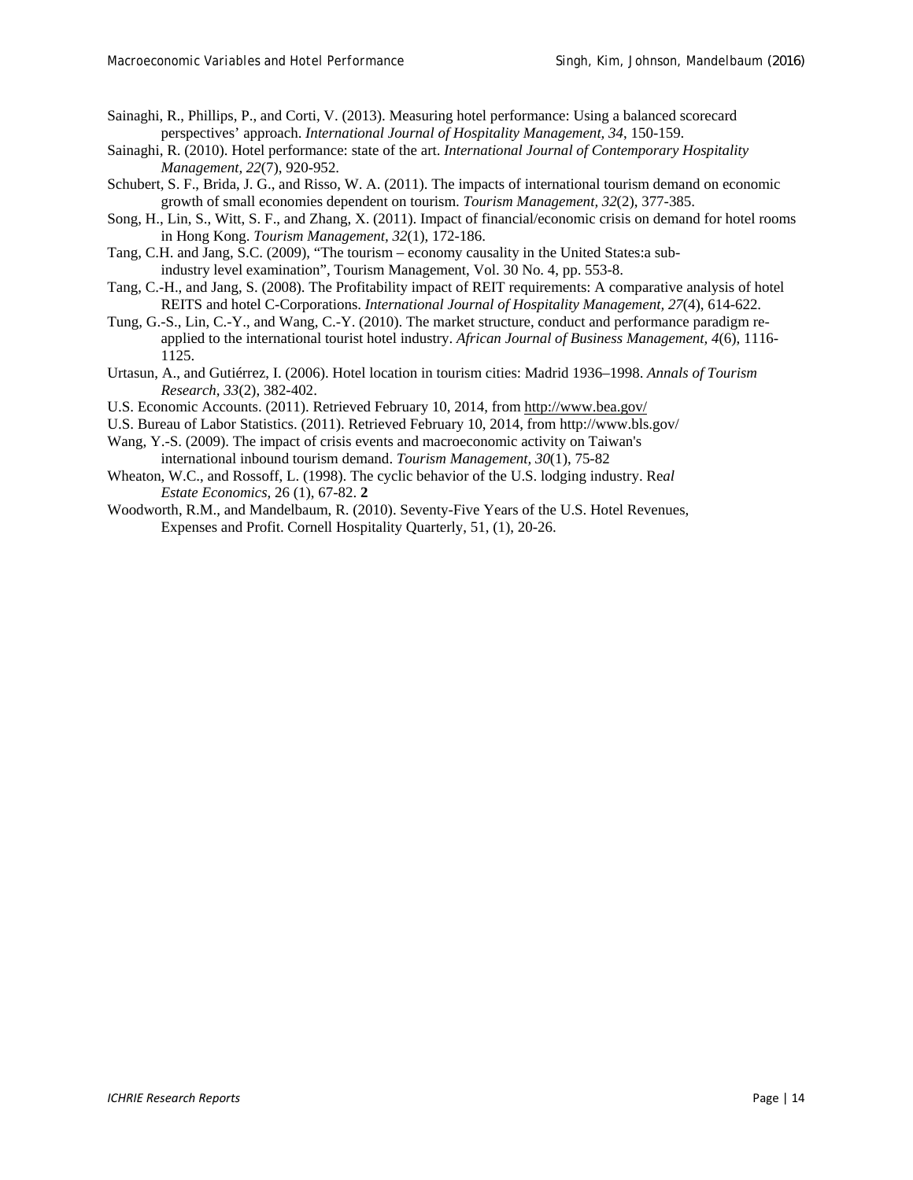Sainaghi, R., Phillips, P., and Corti, V. (2013). Measuring hotel performance: Using a balanced scorecard perspectives' approach. *International Journal of Hospitality Management, 34*, 150-159.

Sainaghi, R. (2010). Hotel performance: state of the art. *International Journal of Contemporary Hospitality Management, 22*(7), 920-952.

Schubert, S. F., Brida, J. G., and Risso, W. A. (2011). The impacts of international tourism demand on economic growth of small economies dependent on tourism. *Tourism Management, 32*(2), 377-385.

Song, H., Lin, S., Witt, S. F., and Zhang, X. (2011). Impact of financial/economic crisis on demand for hotel rooms in Hong Kong. *Tourism Management, 32*(1), 172-186.

Tang, C.H. and Jang, S.C. (2009), "The tourism – economy causality in the United States:a sub-industry level examination", Tourism Management, Vol. 30 No. 4, pp. 553-8.

Tang, C.-H., and Jang, S. (2008). The Profitability impact of REIT requirements: A comparative analysis of hotel REITS and hotel C-Corporations. *International Journal of Hospitality Management, 27*(4), 614-622.

Tung, G.-S., Lin, C.-Y., and Wang, C.-Y. (2010). The market structure, conduct and performance paradigm re-applied to the international tourist hotel industry. *African Journal of Business Management, 4*(6), 1116-1125.

Urtasun, A., and Gutiérrez, I. (2006). Hotel location in tourism cities: Madrid 1936–1998. *Annals of Tourism Research, 33*(2), 382-402.

U.S. Economic Accounts. (2011). Retrieved February 10, 2014, from http://www.bea.gov/

U.S. Bureau of Labor Statistics. (2011). Retrieved February 10, 2014, from http://www.bls.gov/

Wang, Y.-S. (2009). The impact of crisis events and macroeconomic activity on Taiwan's international inbound tourism demand. *Tourism Management, 30*(1), 75-82

Wheaton, W.C., and Rossoff, L. (1998). The cyclic behavior of the U.S. lodging industry. Re*al Estate Economics*, 26 (1), 67-82. **2**

Woodworth, R.M., and Mandelbaum, R. (2010). Seventy-Five Years of the U.S. Hotel Revenues, Expenses and Profit. Cornell Hospitality Quarterly, 51, (1), 20-26.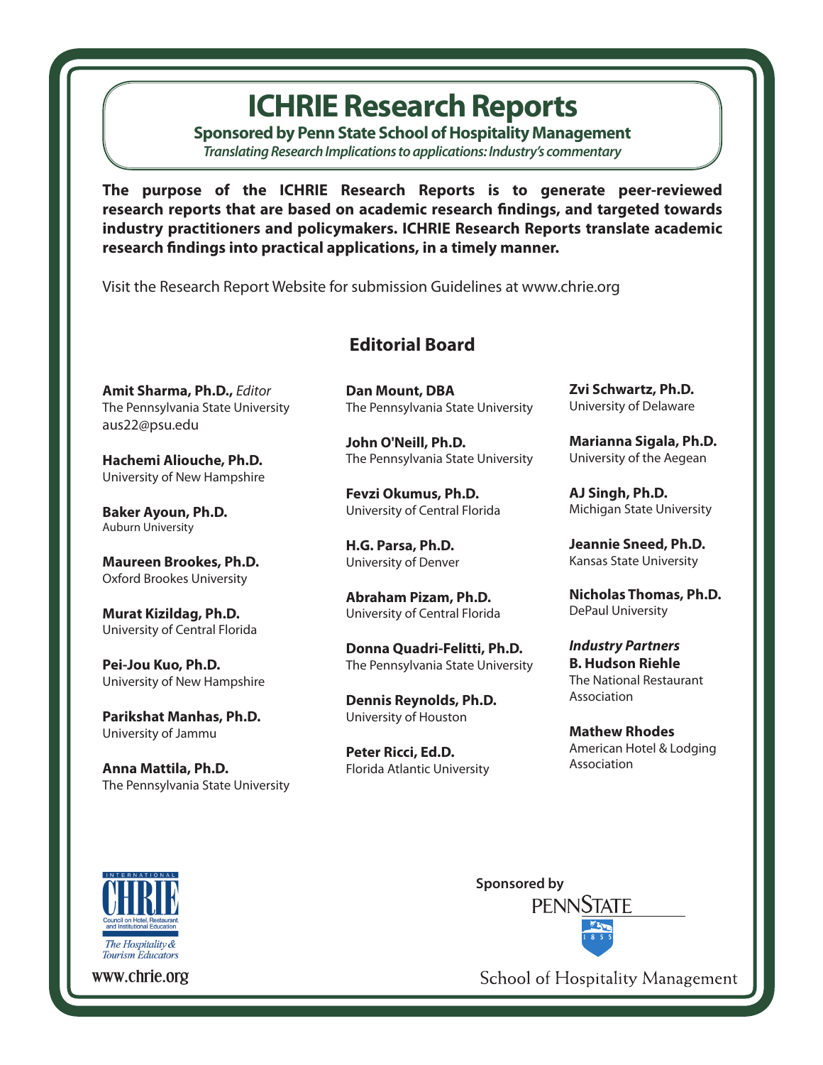# ICHRIE Research Reports

**Sponsored by Penn State School of Hospitality Management**

*Translating Research Implications to applications: Industry's commentary*

**The purpose of the ICHRIE Research Reports is to generate peer-reviewed research reports that are based on academic research findings, and targeted towards industry practitioners and policymakers. ICHRIE Research Reports translate academic research findings into practical applications, in a timely manner.**

Visit the Research Report Website for submission Guidelines at www.chrie.org

## Editorial Board

**Amit Sharma, Ph.D.,** *Editor*
The Pennsylvania State University
aus22@psu.edu

**Hachemi Aliouche, Ph.D.**
University of New Hampshire

**Baker Ayoun, Ph.D.**
Auburn University

**Maureen Brookes, Ph.D.**
Oxford Brookes University

**Murat Kizildag, Ph.D.**
University of Central Florida

**Pei-Jou Kuo, Ph.D.**
University of New Hampshire

**Parikshat Manhas, Ph.D.**
University of Jammu

**Anna Mattila, Ph.D.**
The Pennsylvania State University

**Dan Mount, DBA**
The Pennsylvania State University

**John O'Neill, Ph.D.**
The Pennsylvania State University

**Fevzi Okumus, Ph.D.**
University of Central Florida

**H.G. Parsa, Ph.D.**
University of Denver

**Abraham Pizam, Ph.D.**
University of Central Florida

**Donna Quadri-Felitti, Ph.D.**
The Pennsylvania State University

**Dennis Reynolds, Ph.D.**
University of Houston

**Peter Ricci, Ed.D.**
Florida Atlantic University

**Zvi Schwartz, Ph.D.**
University of Delaware

**Marianna Sigala, Ph.D.**
University of the Aegean

**AJ Singh, Ph.D.**
Michigan State University

**Jeannie Sneed, Ph.D.**
Kansas State University

**Nicholas Thomas, Ph.D.**
DePaul University

***Industry Partners***

**B. Hudson Riehle**
The National Restaurant Association

**Mathew Rhodes**
American Hotel & Lodging Association

INTERNATIONAL CHRIE
Council on Hotel, Restaurant and Institutional Education
*The Hospitality & Tourism Educators*
www.chrie.org

**Sponsored by**
PENNSTATE
1855
School of Hospitality Management